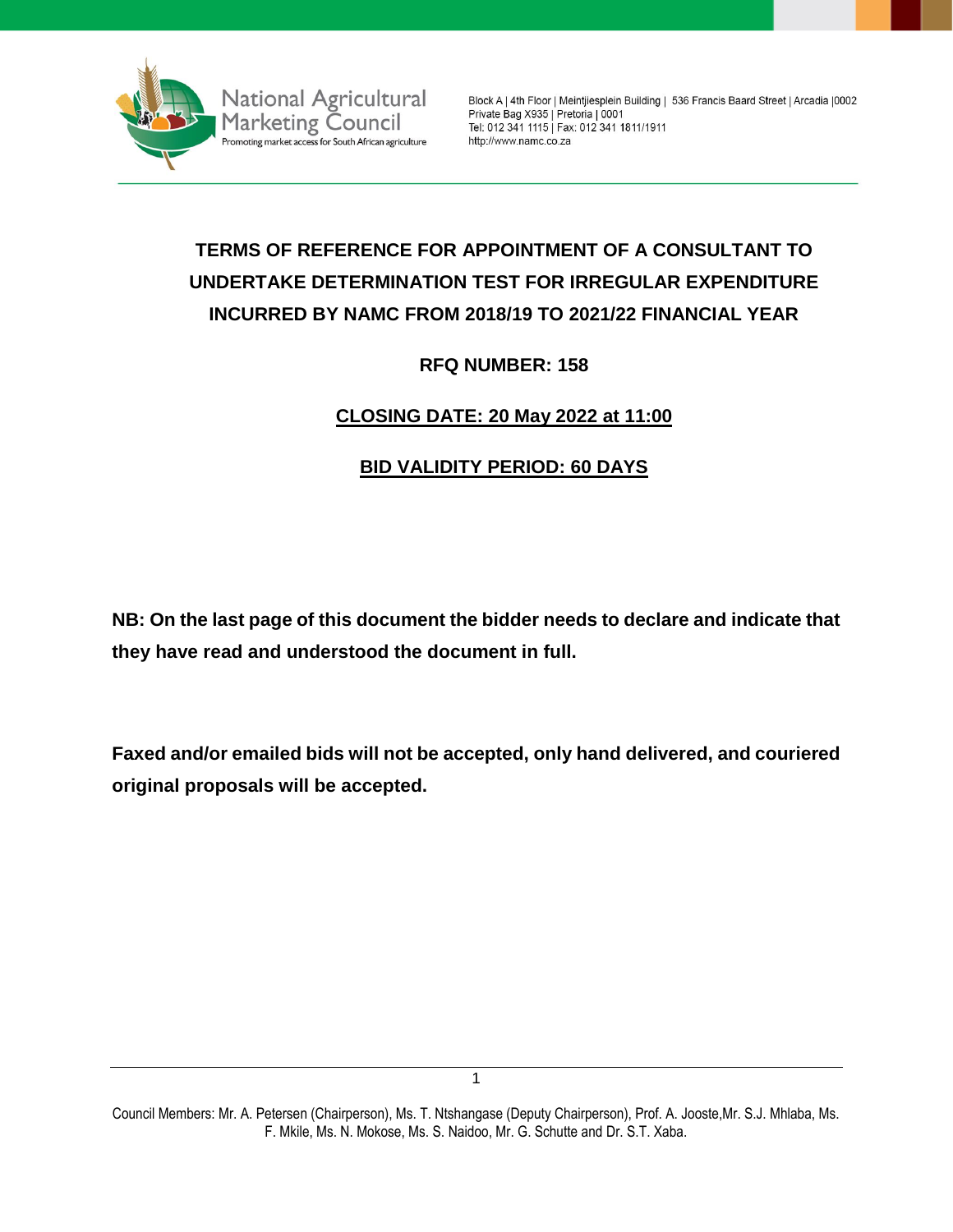National Agricultural Marketing Council
Promoting market access for South African agriculture

Block A | 4th Floor | Meintjiesplein Building | 536 Francis Baard Street | Arcadia |0002
Private Bag X935 | Pretoria | 0001
Tel: 012 341 1115 | Fax: 012 341 1811/1911
http://www.namc.co.za

# TERMS OF REFERENCE FOR APPOINTMENT OF A CONSULTANT TO UNDERTAKE DETERMINATION TEST FOR IRREGULAR EXPENDITURE INCURRED BY NAMC FROM 2018/19 TO 2021/22 FINANCIAL YEAR

**RFQ NUMBER: 158**

**CLOSING DATE: 20 May 2022 at 11:00**

**BID VALIDITY PERIOD: 60 DAYS**

**NB: On the last page of this document the bidder needs to declare and indicate that they have read and understood the document in full.**

**Faxed and/or emailed bids will not be accepted, only hand delivered, and couriered original proposals will be accepted.**

Council Members: Mr. A. Petersen (Chairperson), Ms. T. Ntshangase (Deputy Chairperson), Prof. A. Jooste,Mr. S.J. Mhlaba, Ms. F. Mkile, Ms. N. Mokose, Ms. S. Naidoo, Mr. G. Schutte and Dr. S.T. Xaba.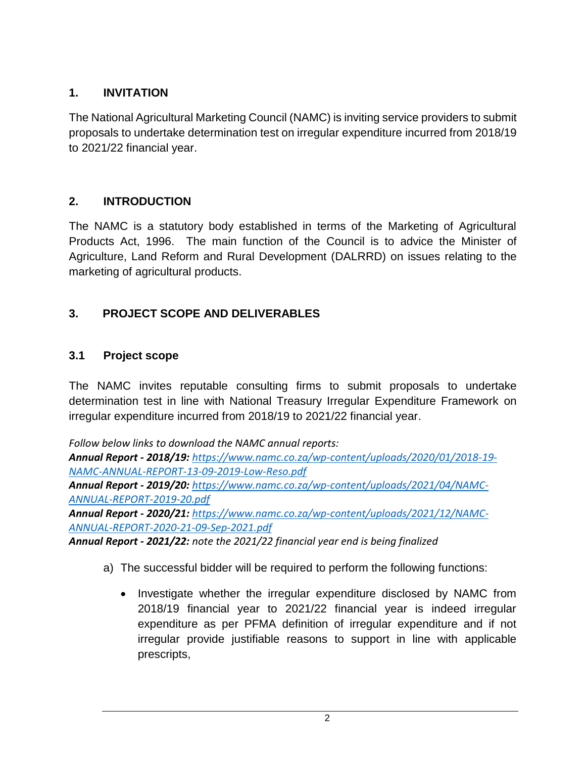## 1. INVITATION

The National Agricultural Marketing Council (NAMC) is inviting service providers to submit proposals to undertake determination test on irregular expenditure incurred from 2018/19 to 2021/22 financial year.

## 2. INTRODUCTION

The NAMC is a statutory body established in terms of the Marketing of Agricultural Products Act, 1996. The main function of the Council is to advice the Minister of Agriculture, Land Reform and Rural Development (DALRRD) on issues relating to the marketing of agricultural products.

## 3. PROJECT SCOPE AND DELIVERABLES

### 3.1 Project scope

The NAMC invites reputable consulting firms to submit proposals to undertake determination test in line with National Treasury Irregular Expenditure Framework on irregular expenditure incurred from 2018/19 to 2021/22 financial year.

*Follow below links to download the NAMC annual reports:*
***Annual Report - 2018/19:*** *https://www.namc.co.za/wp-content/uploads/2020/01/2018-19-NAMC-ANNUAL-REPORT-13-09-2019-Low-Reso.pdf*
***Annual Report - 2019/20:*** *https://www.namc.co.za/wp-content/uploads/2021/04/NAMC-ANNUAL-REPORT-2019-20.pdf*
***Annual Report - 2020/21:*** *https://www.namc.co.za/wp-content/uploads/2021/12/NAMC-ANNUAL-REPORT-2020-21-09-Sep-2021.pdf*
***Annual Report - 2021/22:*** *note the 2021/22 financial year end is being finalized*

a) The successful bidder will be required to perform the following functions:

- Investigate whether the irregular expenditure disclosed by NAMC from 2018/19 financial year to 2021/22 financial year is indeed irregular expenditure as per PFMA definition of irregular expenditure and if not irregular provide justifiable reasons to support in line with applicable prescripts,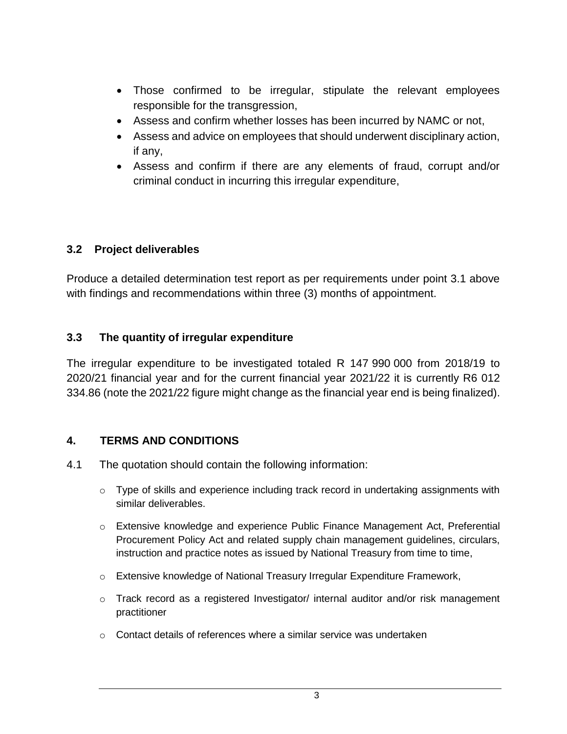- Those confirmed to be irregular, stipulate the relevant employees responsible for the transgression,
- Assess and confirm whether losses has been incurred by NAMC or not,
- Assess and advice on employees that should underwent disciplinary action, if any,
- Assess and confirm if there are any elements of fraud, corrupt and/or criminal conduct in incurring this irregular expenditure,

### 3.2 Project deliverables

Produce a detailed determination test report as per requirements under point 3.1 above with findings and recommendations within three (3) months of appointment.

### 3.3 The quantity of irregular expenditure

The irregular expenditure to be investigated totaled R 147 990 000 from 2018/19 to 2020/21 financial year and for the current financial year 2021/22 it is currently R6 012 334.86 (note the 2021/22 figure might change as the financial year end is being finalized).

## 4. TERMS AND CONDITIONS

4.1 The quotation should contain the following information:

- Type of skills and experience including track record in undertaking assignments with similar deliverables.
- Extensive knowledge and experience Public Finance Management Act, Preferential Procurement Policy Act and related supply chain management guidelines, circulars, instruction and practice notes as issued by National Treasury from time to time,
- Extensive knowledge of National Treasury Irregular Expenditure Framework,
- Track record as a registered Investigator/ internal auditor and/or risk management practitioner
- Contact details of references where a similar service was undertaken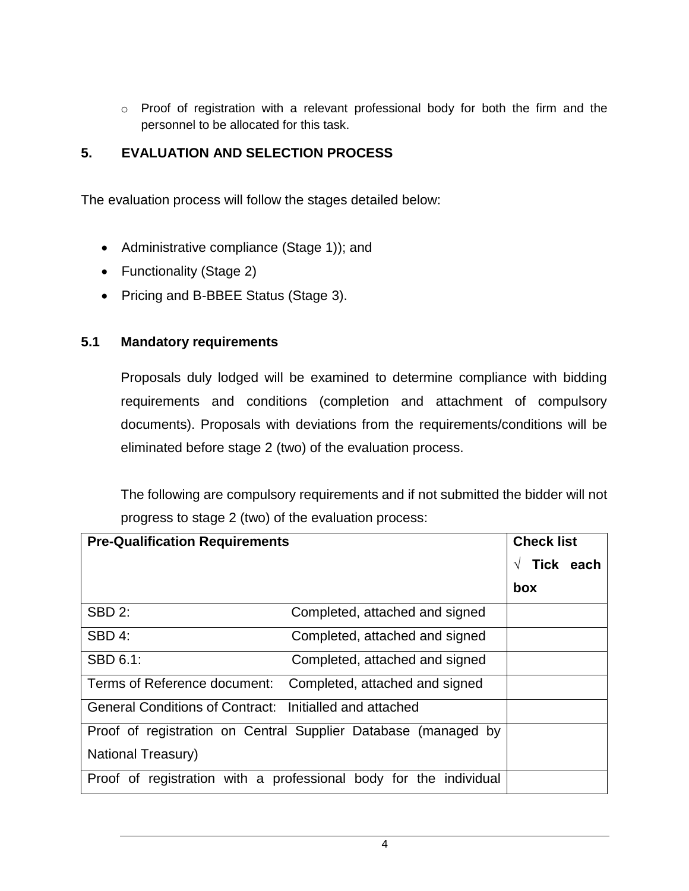- Proof of registration with a relevant professional body for both the firm and the personnel to be allocated for this task.

## 5. EVALUATION AND SELECTION PROCESS

The evaluation process will follow the stages detailed below:

- Administrative compliance (Stage 1)); and
- Functionality (Stage 2)
- Pricing and B-BBEE Status (Stage 3).

### 5.1 Mandatory requirements

Proposals duly lodged will be examined to determine compliance with bidding requirements and conditions (completion and attachment of compulsory documents). Proposals with deviations from the requirements/conditions will be eliminated before stage 2 (two) of the evaluation process.

The following are compulsory requirements and if not submitted the bidder will not progress to stage 2 (two) of the evaluation process:

| Pre-Qualification Requirements | | Check list √ Tick each box |
|---|---|---|
| SBD 2: | Completed, attached and signed | |
| SBD 4: | Completed, attached and signed | |
| SBD 6.1: | Completed, attached and signed | |
| Terms of Reference document: | Completed, attached and signed | |
| General Conditions of Contract: | Initialled and attached | |
| Proof of registration on Central Supplier Database (managed by National Treasury) | | |
| Proof of registration with a professional body for the individual | | |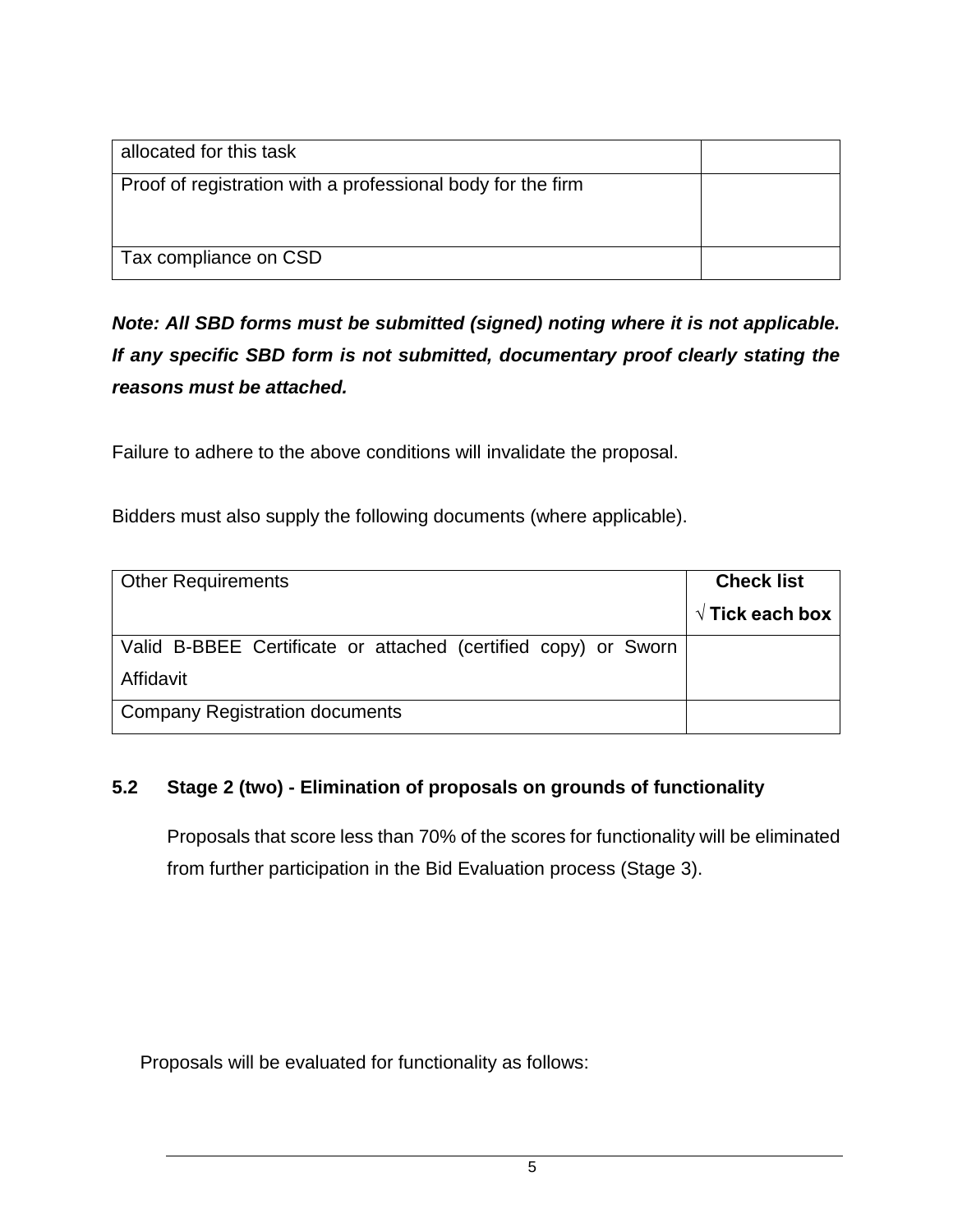| | |
|---|---|
| allocated for this task | |
| Proof of registration with a professional body for the firm | |
| Tax compliance on CSD | |

***Note: All SBD forms must be submitted (signed) noting where it is not applicable. If any specific SBD form is not submitted, documentary proof clearly stating the reasons must be attached.***

Failure to adhere to the above conditions will invalidate the proposal.

Bidders must also supply the following documents (where applicable).

| Other Requirements | **Check list** **√ Tick each box** |
|---|---|
| Valid B-BBEE Certificate or attached (certified copy) or Sworn Affidavit | |
| Company Registration documents | |

### 5.2 Stage 2 (two) - Elimination of proposals on grounds of functionality

Proposals that score less than 70% of the scores for functionality will be eliminated from further participation in the Bid Evaluation process (Stage 3).

Proposals will be evaluated for functionality as follows: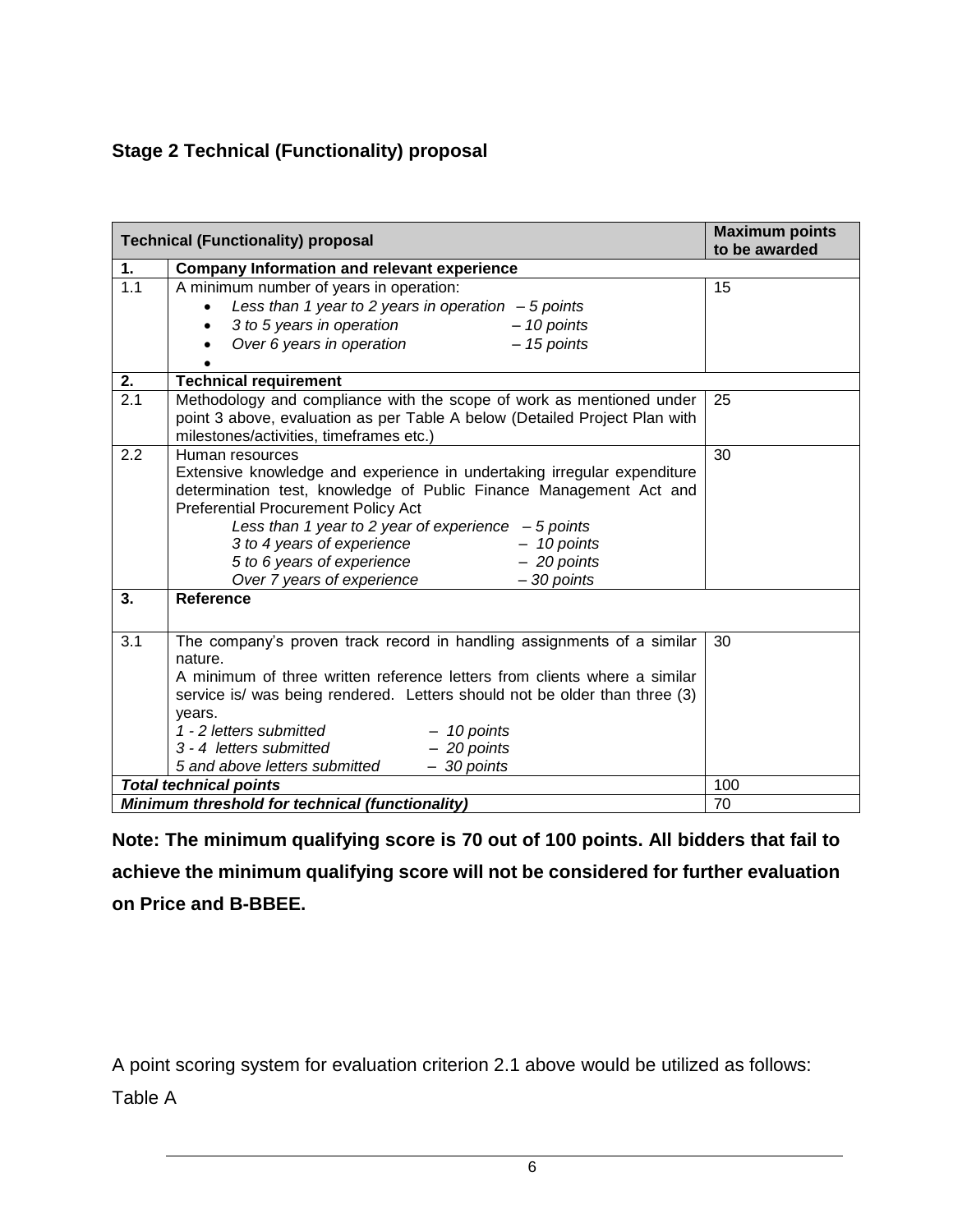## Stage 2 Technical (Functionality) proposal

| Technical (Functionality) proposal | | Maximum points to be awarded |
|---|---|---|
| **1.** | **Company Information and relevant experience** | |
| 1.1 | A minimum number of years in operation:<br>• *Less than 1 year to 2 years in operation – 5 points*<br>• *3 to 5 years in operation – 10 points*<br>• *Over 6 years in operation – 15 points*<br>• | 15 |
| **2.** | **Technical requirement** | |
| 2.1 | Methodology and compliance with the scope of work as mentioned under point 3 above, evaluation as per Table A below (Detailed Project Plan with milestones/activities, timeframes etc.) | 25 |
| 2.2 | Human resources<br>Extensive knowledge and experience in undertaking irregular expenditure determination test, knowledge of Public Finance Management Act and Preferential Procurement Policy Act<br>*Less than 1 year to 2 year of experience – 5 points*<br>*3 to 4 years of experience – 10 points*<br>*5 to 6 years of experience – 20 points*<br>*Over 7 years of experience – 30 points* | 30 |
| **3.** | **Reference** | |
| 3.1 | The company's proven track record in handling assignments of a similar nature.<br>A minimum of three written reference letters from clients where a similar service is/ was being rendered. Letters should not be older than three (3) years.<br>*1 - 2 letters submitted – 10 points*<br>*3 - 4 letters submitted – 20 points*<br>*5 and above letters submitted – 30 points* | 30 |
| ***Total technical points*** | | 100 |
| ***Minimum threshold for technical (functionality)*** | | 70 |

**Note: The minimum qualifying score is 70 out of 100 points. All bidders that fail to achieve the minimum qualifying score will not be considered for further evaluation on Price and B-BBEE.**

A point scoring system for evaluation criterion 2.1 above would be utilized as follows:

Table A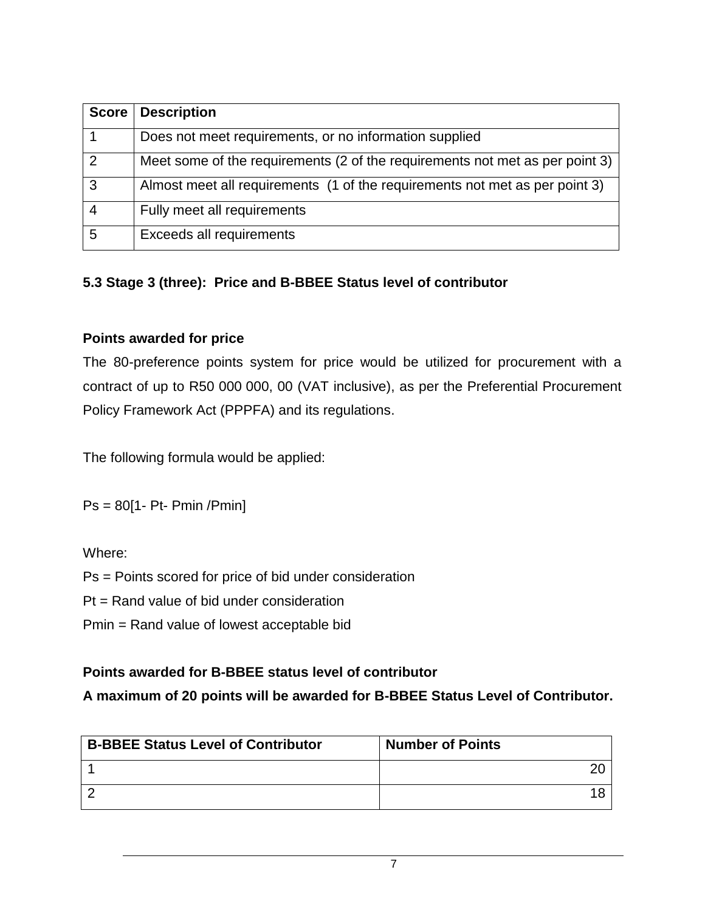| Score | Description |
|---|---|
| 1 | Does not meet requirements, or no information supplied |
| 2 | Meet some of the requirements (2 of the requirements not met as per point 3) |
| 3 | Almost meet all requirements (1 of the requirements not met as per point 3) |
| 4 | Fully meet all requirements |
| 5 | Exceeds all requirements |

### 5.3 Stage 3 (three): Price and B-BBEE Status level of contributor

**Points awarded for price**

The 80-preference points system for price would be utilized for procurement with a contract of up to R50 000 000, 00 (VAT inclusive), as per the Preferential Procurement Policy Framework Act (PPPFA) and its regulations.

The following formula would be applied:

$$Ps = 80[1 - Pt - Pmin / Pmin]$$

Where:

Ps = Points scored for price of bid under consideration

Pt = Rand value of bid under consideration

Pmin = Rand value of lowest acceptable bid

**Points awarded for B-BBEE status level of contributor**

**A maximum of 20 points will be awarded for B-BBEE Status Level of Contributor.**

| B-BBEE Status Level of Contributor | Number of Points |
|---|---|
| 1 | 20 |
| 2 | 18 |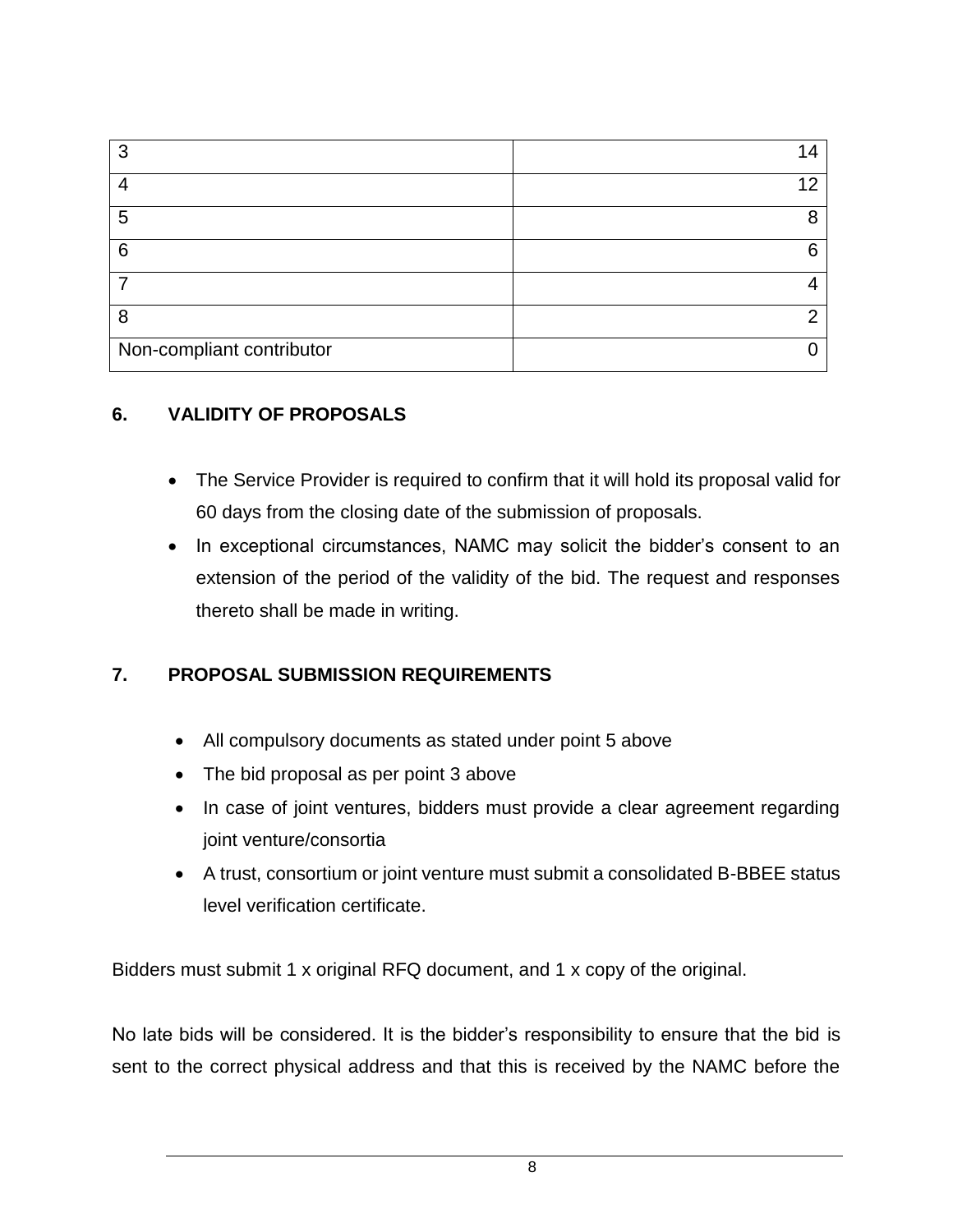| 3 | 14 |
|---|---|
| 4 | 12 |
| 5 | 8 |
| 6 | 6 |
| 7 | 4 |
| 8 | 2 |
| Non-compliant contributor | 0 |

## 6. VALIDITY OF PROPOSALS

- The Service Provider is required to confirm that it will hold its proposal valid for 60 days from the closing date of the submission of proposals.
- In exceptional circumstances, NAMC may solicit the bidder's consent to an extension of the period of the validity of the bid. The request and responses thereto shall be made in writing.

## 7. PROPOSAL SUBMISSION REQUIREMENTS

- All compulsory documents as stated under point 5 above
- The bid proposal as per point 3 above
- In case of joint ventures, bidders must provide a clear agreement regarding joint venture/consortia
- A trust, consortium or joint venture must submit a consolidated B-BBEE status level verification certificate.

Bidders must submit 1 x original RFQ document, and 1 x copy of the original.

No late bids will be considered. It is the bidder's responsibility to ensure that the bid is sent to the correct physical address and that this is received by the NAMC before the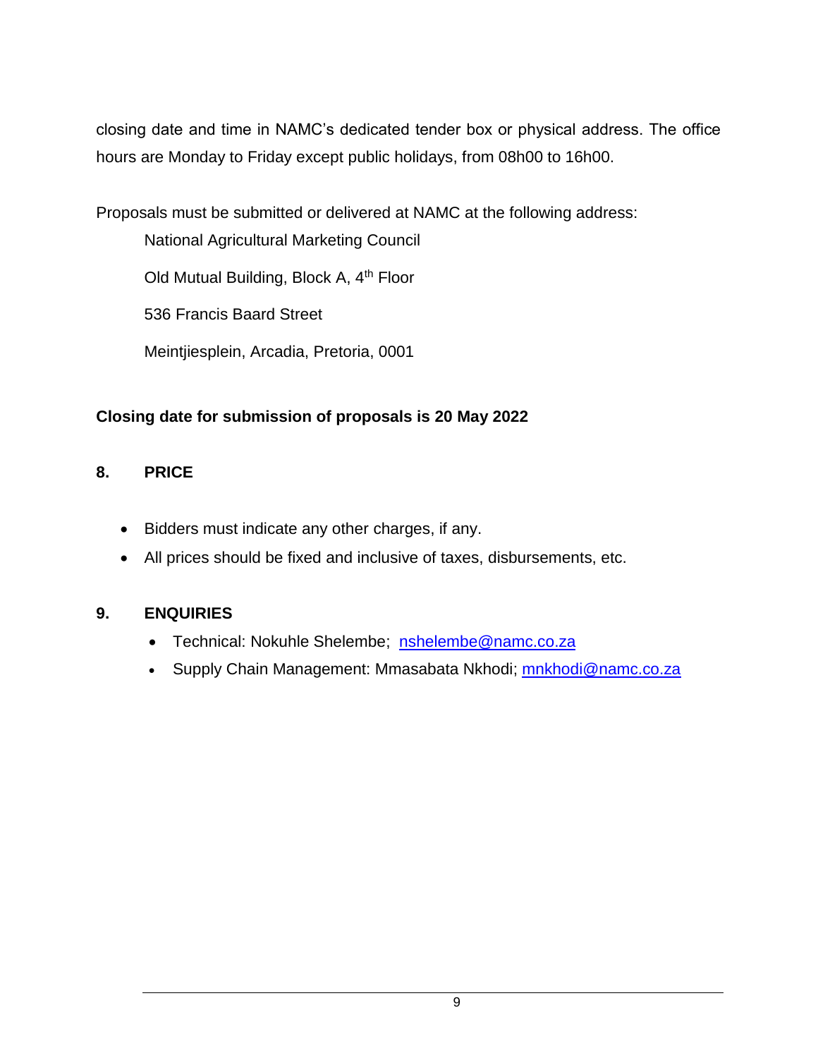closing date and time in NAMC's dedicated tender box or physical address. The office hours are Monday to Friday except public holidays, from 08h00 to 16h00.

Proposals must be submitted or delivered at NAMC at the following address:

National Agricultural Marketing Council

Old Mutual Building, Block A, 4th Floor

536 Francis Baard Street

Meintjiesplein, Arcadia, Pretoria, 0001

**Closing date for submission of proposals is 20 May 2022**

## 8. PRICE

- Bidders must indicate any other charges, if any.
- All prices should be fixed and inclusive of taxes, disbursements, etc.

## 9. ENQUIRIES

- Technical: Nokuhle Shelembe; nshelembe@namc.co.za
- Supply Chain Management: Mmasabata Nkhodi; mnkhodi@namc.co.za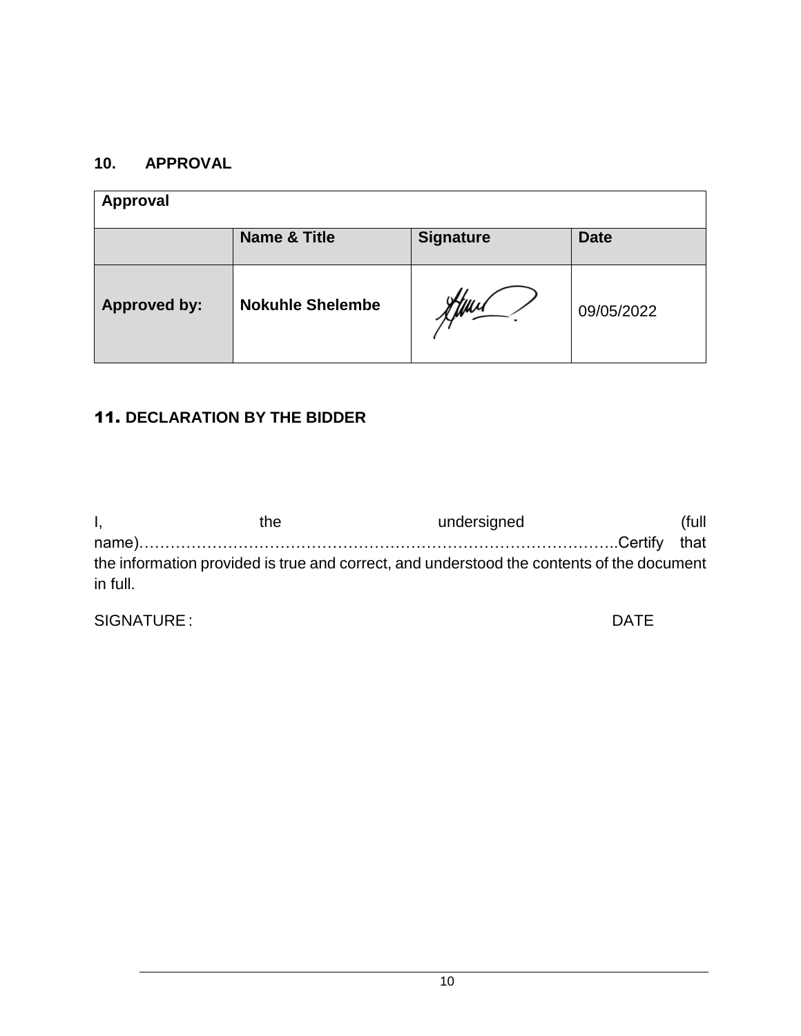## 10. APPROVAL

| Approval | | | |
|---|---|---|---|
| | **Name & Title** | **Signature** | **Date** |
| **Approved by:** | **Nokuhle Shelembe** | | 09/05/2022 |

## 11. DECLARATION BY THE BIDDER

I, the undersigned (full name)…………………………………………………………………………….Certify that the information provided is true and correct, and understood the contents of the document in full.

SIGNATURE :                                                                                    DATE